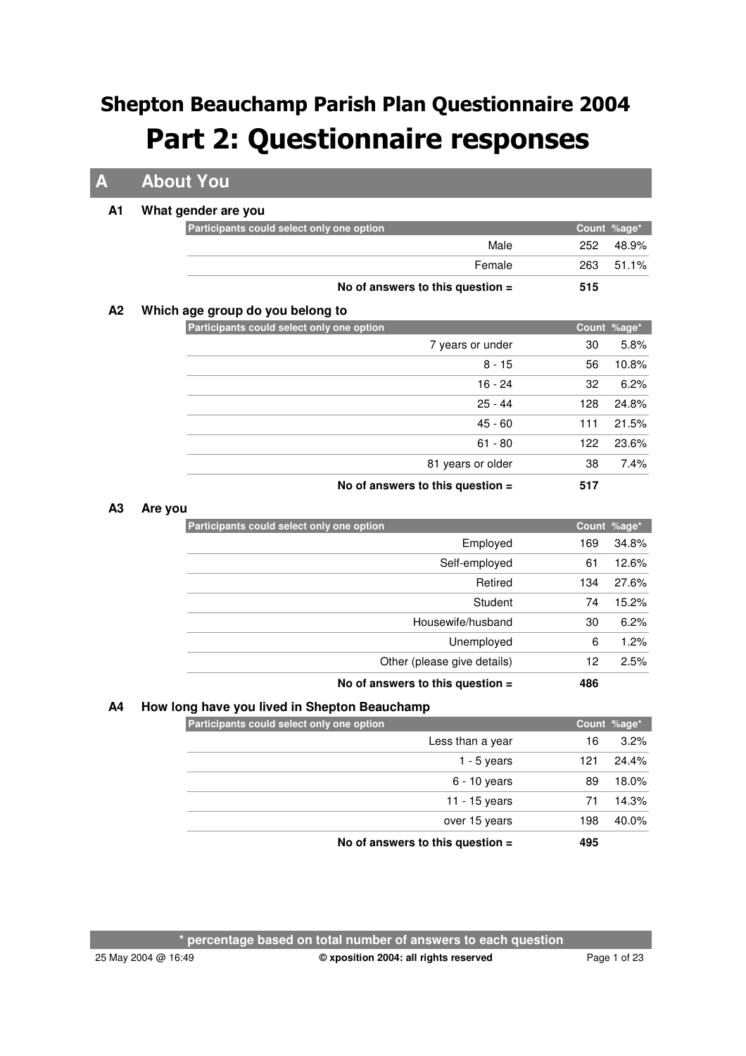# Shepton Beauchamp Parish Plan Questionnaire 2004

# Part 2: Questionnaire responses

## A About You

### A1 What gender are you

| Participants could select only one option | Count | %age* |
|---|---|---|
| Male | 252 | 48.9% |
| Female | 263 | 51.1% |
| **No of answers to this question =** | **515** | |

### A2 Which age group do you belong to

| Participants could select only one option | Count | %age* |
|---|---|---|
| 7 years or under | 30 | 5.8% |
| 8 - 15 | 56 | 10.8% |
| 16 - 24 | 32 | 6.2% |
| 25 - 44 | 128 | 24.8% |
| 45 - 60 | 111 | 21.5% |
| 61 - 80 | 122 | 23.6% |
| 81 years or older | 38 | 7.4% |
| **No of answers to this question =** | **517** | |

### A3 Are you

| Participants could select only one option | Count | %age* |
|---|---|---|
| Employed | 169 | 34.8% |
| Self-employed | 61 | 12.6% |
| Retired | 134 | 27.6% |
| Student | 74 | 15.2% |
| Housewife/husband | 30 | 6.2% |
| Unemployed | 6 | 1.2% |
| Other (please give details) | 12 | 2.5% |
| **No of answers to this question =** | **486** | |

### A4 How long have you lived in Shepton Beauchamp

| Participants could select only one option | Count | %age* |
|---|---|---|
| Less than a year | 16 | 3.2% |
| 1 - 5 years | 121 | 24.4% |
| 6 - 10 years | 89 | 18.0% |
| 11 - 15 years | 71 | 14.3% |
| over 15 years | 198 | 40.0% |
| **No of answers to this question =** | **495** | |

**\* percentage based on total number of answers to each question**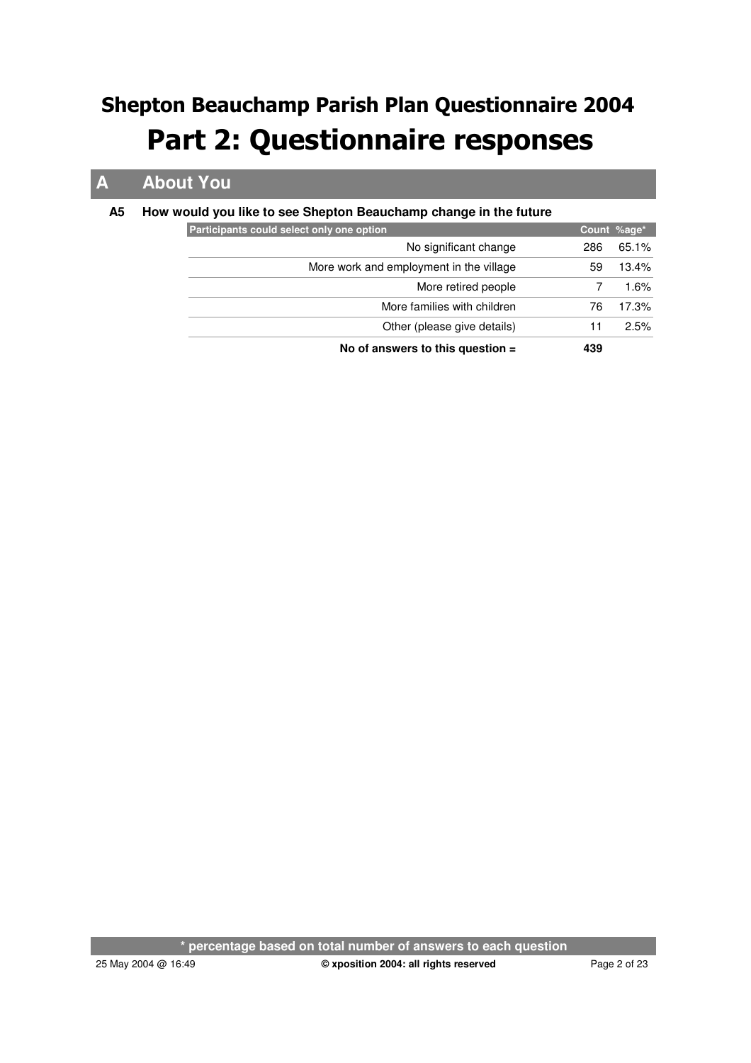# Shepton Beauchamp Parish Plan Questionnaire 2004

# Part 2: Questionnaire responses

## A About You

### A5 How would you like to see Shepton Beauchamp change in the future

| Participants could select only one option | Count | %age* |
|---|---|---|
| No significant change | 286 | 65.1% |
| More work and employment in the village | 59 | 13.4% |
| More retired people | 7 | 1.6% |
| More families with children | 76 | 17.3% |
| Other (please give details) | 11 | 2.5% |
| **No of answers to this question =** | **439** | |

\* percentage based on total number of answers to each question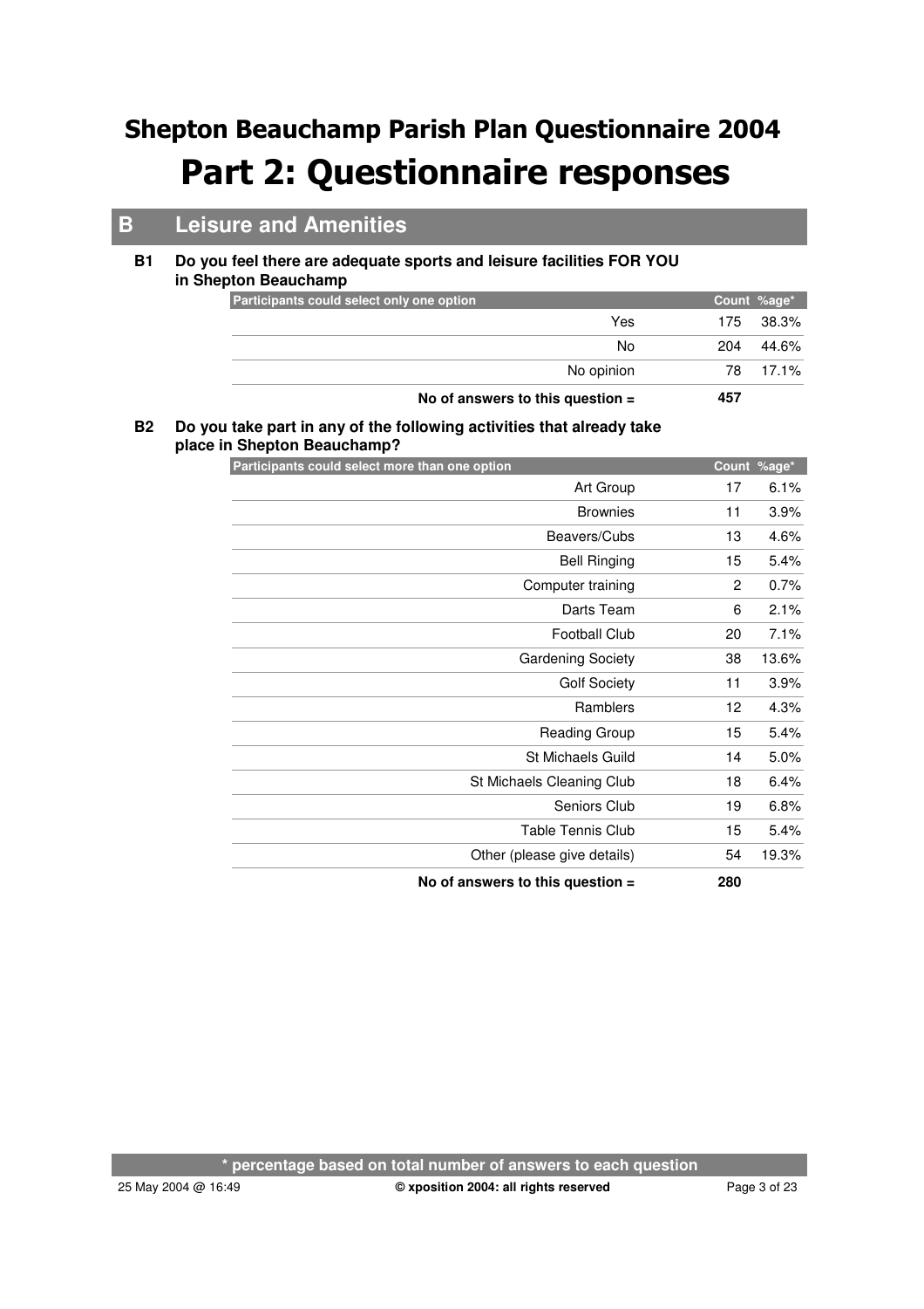# Shepton Beauchamp Parish Plan Questionnaire 2004

# Part 2: Questionnaire responses

## B Leisure and Amenities

### B1 Do you feel there are adequate sports and leisure facilities FOR YOU in Shepton Beauchamp

| Participants could select only one option | Count | %age* |
|---|---|---|
| Yes | 175 | 38.3% |
| No | 204 | 44.6% |
| No opinion | 78 | 17.1% |
| **No of answers to this question =** | **457** | |

### B2 Do you take part in any of the following activities that already take place in Shepton Beauchamp?

| Participants could select more than one option | Count | %age* |
|---|---|---|
| Art Group | 17 | 6.1% |
| Brownies | 11 | 3.9% |
| Beavers/Cubs | 13 | 4.6% |
| Bell Ringing | 15 | 5.4% |
| Computer training | 2 | 0.7% |
| Darts Team | 6 | 2.1% |
| Football Club | 20 | 7.1% |
| Gardening Society | 38 | 13.6% |
| Golf Society | 11 | 3.9% |
| Ramblers | 12 | 4.3% |
| Reading Group | 15 | 5.4% |
| St Michaels Guild | 14 | 5.0% |
| St Michaels Cleaning Club | 18 | 6.4% |
| Seniors Club | 19 | 6.8% |
| Table Tennis Club | 15 | 5.4% |
| Other (please give details) | 54 | 19.3% |
| **No of answers to this question =** | **280** | |

**\* percentage based on total number of answers to each question**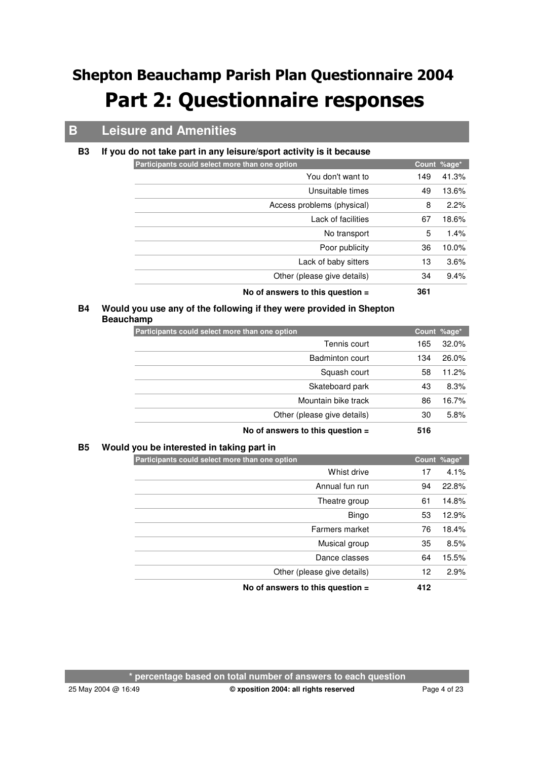# Shepton Beauchamp Parish Plan Questionnaire 2004

# Part 2: Questionnaire responses

## B Leisure and Amenities

### B3 If you do not take part in any leisure/sport activity is it because

| Participants could select more than one option | Count | %age* |
|---|---|---|
| You don't want to | 149 | 41.3% |
| Unsuitable times | 49 | 13.6% |
| Access problems (physical) | 8 | 2.2% |
| Lack of facilities | 67 | 18.6% |
| No transport | 5 | 1.4% |
| Poor publicity | 36 | 10.0% |
| Lack of baby sitters | 13 | 3.6% |
| Other (please give details) | 34 | 9.4% |
| **No of answers to this question =** | **361** | |

### B4 Would you use any of the following if they were provided in Shepton Beauchamp

| Participants could select more than one option | Count | %age* |
|---|---|---|
| Tennis court | 165 | 32.0% |
| Badminton court | 134 | 26.0% |
| Squash court | 58 | 11.2% |
| Skateboard park | 43 | 8.3% |
| Mountain bike track | 86 | 16.7% |
| Other (please give details) | 30 | 5.8% |
| **No of answers to this question =** | **516** | |

### B5 Would you be interested in taking part in

| Participants could select more than one option | Count | %age* |
|---|---|---|
| Whist drive | 17 | 4.1% |
| Annual fun run | 94 | 22.8% |
| Theatre group | 61 | 14.8% |
| Bingo | 53 | 12.9% |
| Farmers market | 76 | 18.4% |
| Musical group | 35 | 8.5% |
| Dance classes | 64 | 15.5% |
| Other (please give details) | 12 | 2.9% |
| **No of answers to this question =** | **412** | |

**\* percentage based on total number of answers to each question**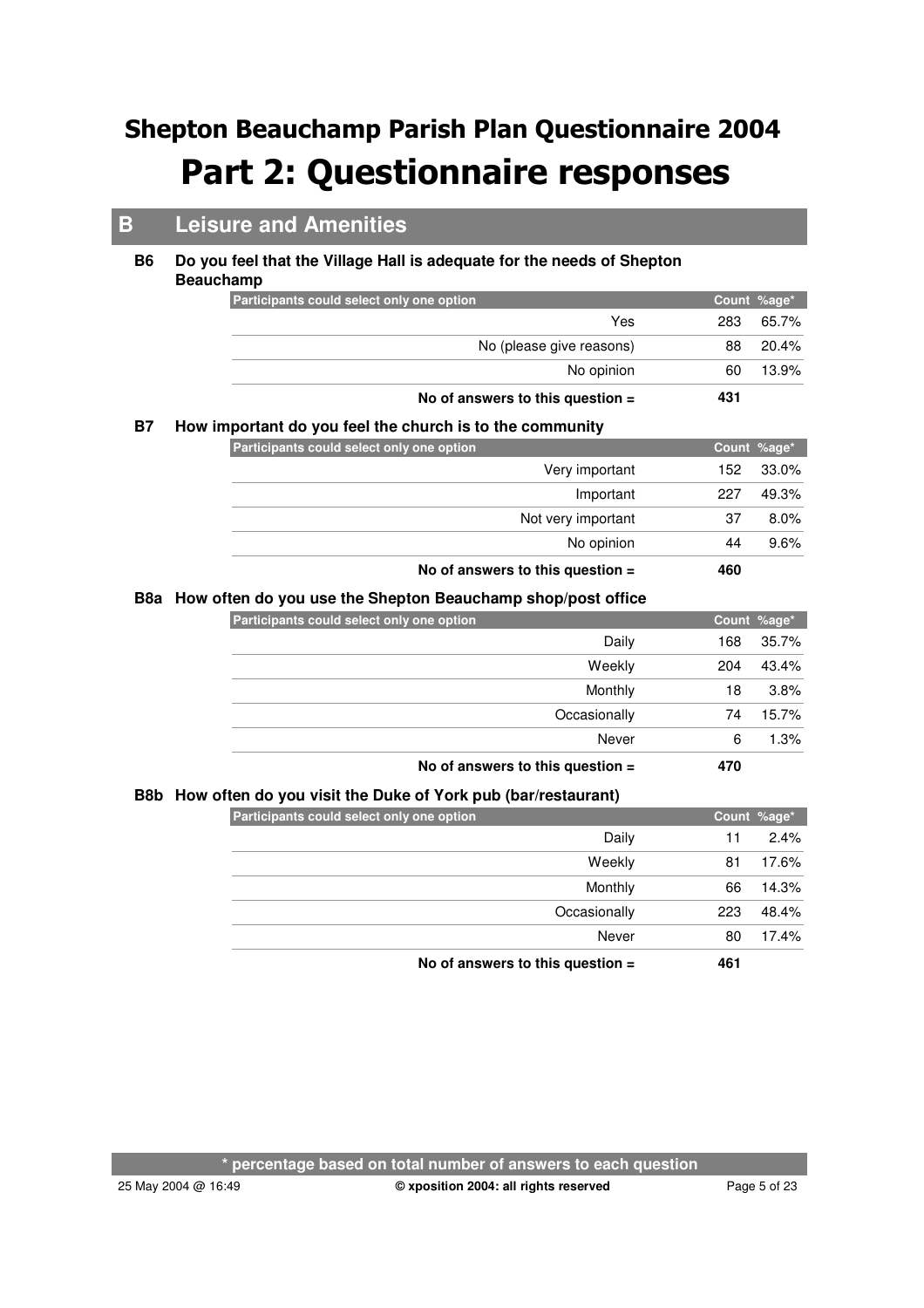# Shepton Beauchamp Parish Plan Questionnaire 2004

# Part 2: Questionnaire responses

## B Leisure and Amenities

### B6 Do you feel that the Village Hall is adequate for the needs of Shepton Beauchamp

| Participants could select only one option | Count | %age* |
|---|---|---|
| Yes | 283 | 65.7% |
| No (please give reasons) | 88 | 20.4% |
| No opinion | 60 | 13.9% |
| **No of answers to this question =** | **431** | |

### B7 How important do you feel the church is to the community

| Participants could select only one option | Count | %age* |
|---|---|---|
| Very important | 152 | 33.0% |
| Important | 227 | 49.3% |
| Not very important | 37 | 8.0% |
| No opinion | 44 | 9.6% |
| **No of answers to this question =** | **460** | |

### B8a How often do you use the Shepton Beauchamp shop/post office

| Participants could select only one option | Count | %age* |
|---|---|---|
| Daily | 168 | 35.7% |
| Weekly | 204 | 43.4% |
| Monthly | 18 | 3.8% |
| Occasionally | 74 | 15.7% |
| Never | 6 | 1.3% |
| **No of answers to this question =** | **470** | |

### B8b How often do you visit the Duke of York pub (bar/restaurant)

| Participants could select only one option | Count | %age* |
|---|---|---|
| Daily | 11 | 2.4% |
| Weekly | 81 | 17.6% |
| Monthly | 66 | 14.3% |
| Occasionally | 223 | 48.4% |
| Never | 80 | 17.4% |
| **No of answers to this question =** | **461** | |

**\* percentage based on total number of answers to each question**

25 May 2004 @ 16:49 **© xposition 2004: all rights reserved**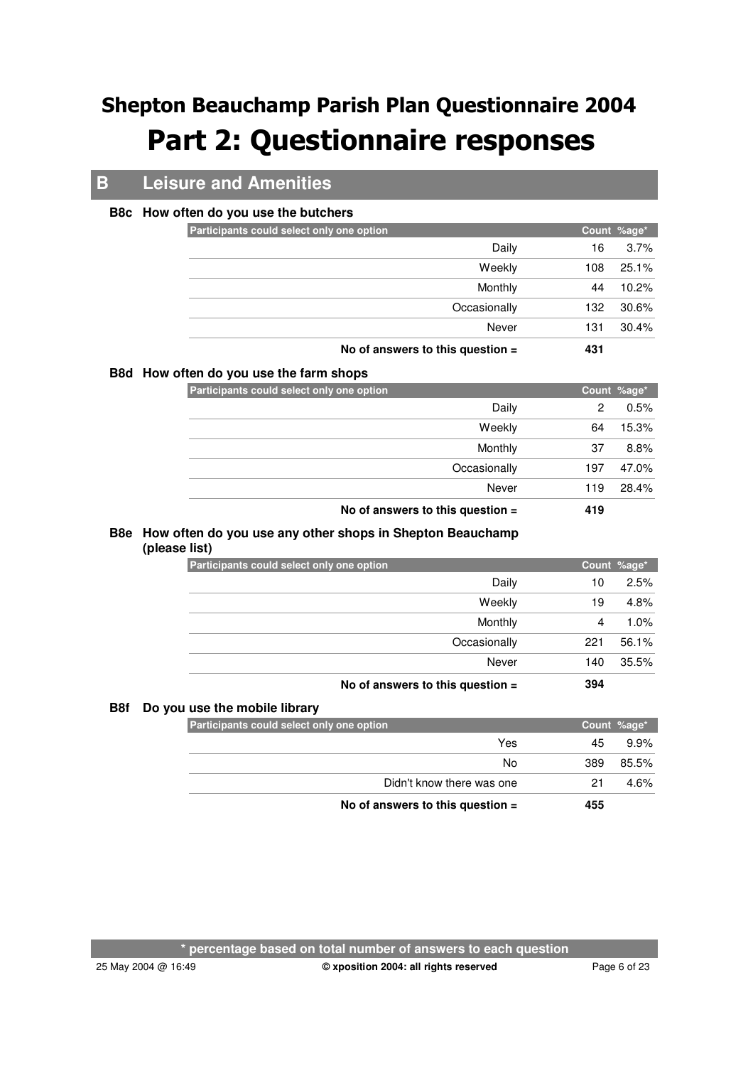# Shepton Beauchamp Parish Plan Questionnaire 2004

# Part 2: Questionnaire responses

## B Leisure and Amenities

### B8c How often do you use the butchers

| Participants could select only one option | Count | %age* |
|---|---|---|
| Daily | 16 | 3.7% |
| Weekly | 108 | 25.1% |
| Monthly | 44 | 10.2% |
| Occasionally | 132 | 30.6% |
| Never | 131 | 30.4% |
| **No of answers to this question =** | **431** | |

### B8d How often do you use the farm shops

| Participants could select only one option | Count | %age* |
|---|---|---|
| Daily | 2 | 0.5% |
| Weekly | 64 | 15.3% |
| Monthly | 37 | 8.8% |
| Occasionally | 197 | 47.0% |
| Never | 119 | 28.4% |
| **No of answers to this question =** | **419** | |

### B8e How often do you use any other shops in Shepton Beauchamp (please list)

| Participants could select only one option | Count | %age* |
|---|---|---|
| Daily | 10 | 2.5% |
| Weekly | 19 | 4.8% |
| Monthly | 4 | 1.0% |
| Occasionally | 221 | 56.1% |
| Never | 140 | 35.5% |
| **No of answers to this question =** | **394** | |

### B8f Do you use the mobile library

| Participants could select only one option | Count | %age* |
|---|---|---|
| Yes | 45 | 9.9% |
| No | 389 | 85.5% |
| Didn't know there was one | 21 | 4.6% |
| **No of answers to this question =** | **455** | |

\* percentage based on total number of answers to each question

25 May 2004 @ 16:49 © xposition 2004: all rights reserved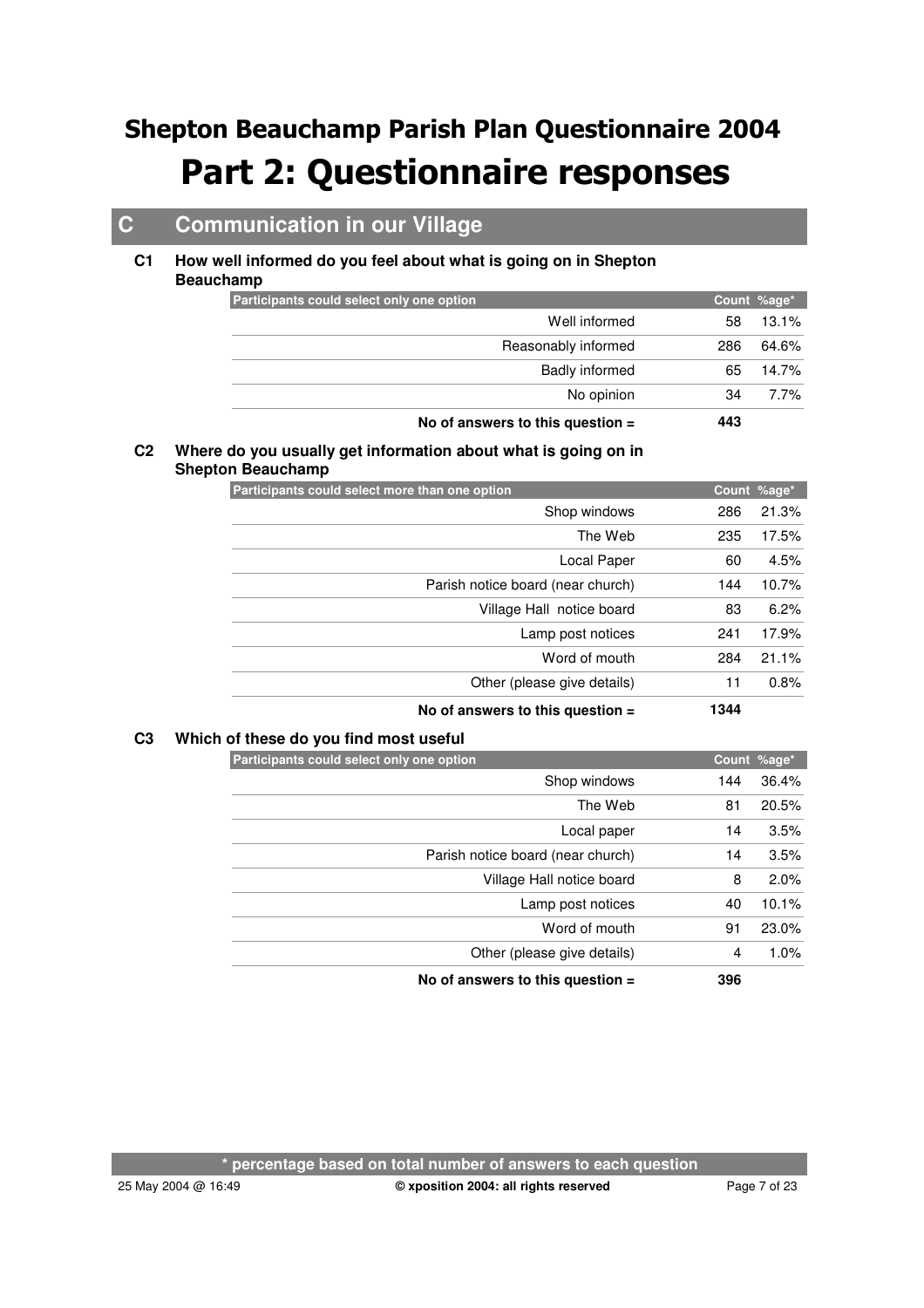# Shepton Beauchamp Parish Plan Questionnaire 2004

# Part 2: Questionnaire responses

## C Communication in our Village

### C1 How well informed do you feel about what is going on in Shepton Beauchamp

| Participants could select only one option | Count | %age* |
|---|---|---|
| Well informed | 58 | 13.1% |
| Reasonably informed | 286 | 64.6% |
| Badly informed | 65 | 14.7% |
| No opinion | 34 | 7.7% |
| **No of answers to this question =** | **443** | |

### C2 Where do you usually get information about what is going on in Shepton Beauchamp

| Participants could select more than one option | Count | %age* |
|---|---|---|
| Shop windows | 286 | 21.3% |
| The Web | 235 | 17.5% |
| Local Paper | 60 | 4.5% |
| Parish notice board (near church) | 144 | 10.7% |
| Village Hall notice board | 83 | 6.2% |
| Lamp post notices | 241 | 17.9% |
| Word of mouth | 284 | 21.1% |
| Other (please give details) | 11 | 0.8% |
| **No of answers to this question =** | **1344** | |

### C3 Which of these do you find most useful

| Participants could select only one option | Count | %age* |
|---|---|---|
| Shop windows | 144 | 36.4% |
| The Web | 81 | 20.5% |
| Local paper | 14 | 3.5% |
| Parish notice board (near church) | 14 | 3.5% |
| Village Hall notice board | 8 | 2.0% |
| Lamp post notices | 40 | 10.1% |
| Word of mouth | 91 | 23.0% |
| Other (please give details) | 4 | 1.0% |
| **No of answers to this question =** | **396** | |

**\* percentage based on total number of answers to each question**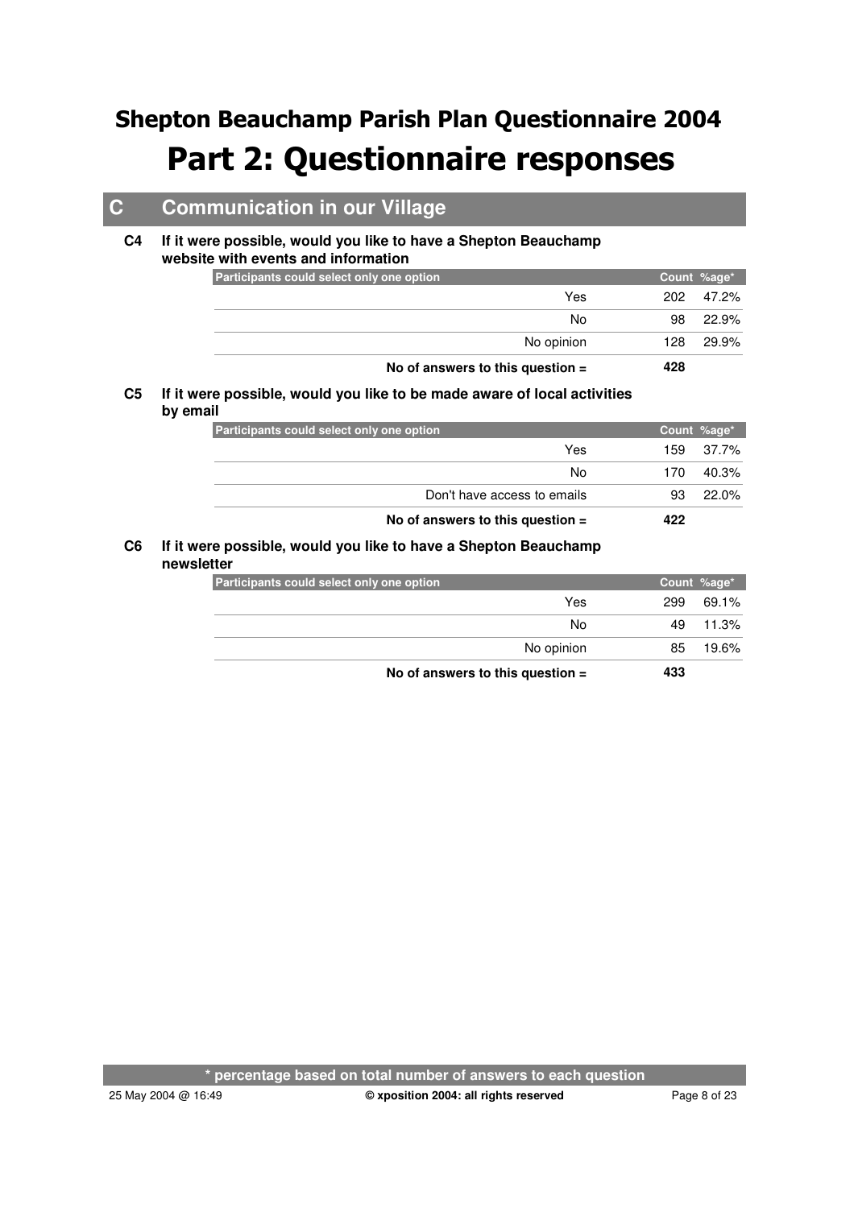# Shepton Beauchamp Parish Plan Questionnaire 2004

# Part 2: Questionnaire responses

## C Communication in our Village

### C4 If it were possible, would you like to have a Shepton Beauchamp website with events and information

| Participants could select only one option | Count | %age* |
|---|---|---|
| Yes | 202 | 47.2% |
| No | 98 | 22.9% |
| No opinion | 128 | 29.9% |
| **No of answers to this question =** | **428** | |

### C5 If it were possible, would you like to be made aware of local activities by email

| Participants could select only one option | Count | %age* |
|---|---|---|
| Yes | 159 | 37.7% |
| No | 170 | 40.3% |
| Don't have access to emails | 93 | 22.0% |
| **No of answers to this question =** | **422** | |

### C6 If it were possible, would you like to have a Shepton Beauchamp newsletter

| Participants could select only one option | Count | %age* |
|---|---|---|
| Yes | 299 | 69.1% |
| No | 49 | 11.3% |
| No opinion | 85 | 19.6% |
| **No of answers to this question =** | **433** | |

\* percentage based on total number of answers to each question

25 May 2004 @ 16:49 — © xposition 2004: all rights reserved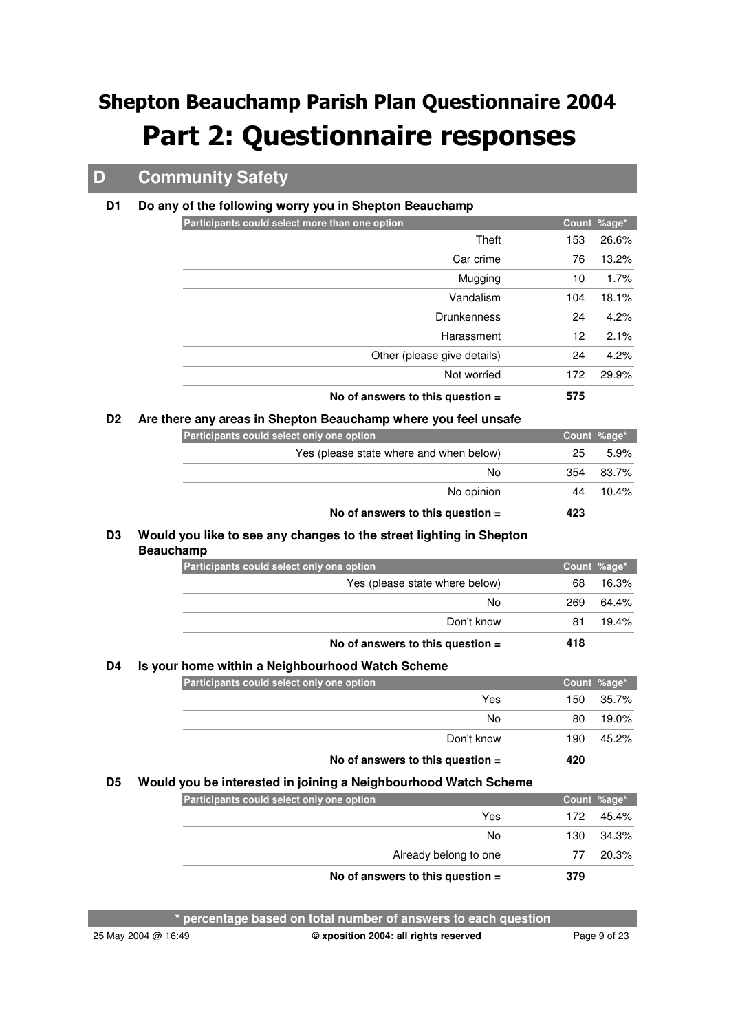# Shepton Beauchamp Parish Plan Questionnaire 2004

# Part 2: Questionnaire responses

## D Community Safety

### D1 Do any of the following worry you in Shepton Beauchamp

| Participants could select more than one option | Count | %age* |
|---:|---:|---:|
| Theft | 153 | 26.6% |
| Car crime | 76 | 13.2% |
| Mugging | 10 | 1.7% |
| Vandalism | 104 | 18.1% |
| Drunkenness | 24 | 4.2% |
| Harassment | 12 | 2.1% |
| Other (please give details) | 24 | 4.2% |
| Not worried | 172 | 29.9% |
| **No of answers to this question =** | **575** | |

### D2 Are there any areas in Shepton Beauchamp where you feel unsafe

| Participants could select only one option | Count | %age* |
|---:|---:|---:|
| Yes (please state where and when below) | 25 | 5.9% |
| No | 354 | 83.7% |
| No opinion | 44 | 10.4% |
| **No of answers to this question =** | **423** | |

### D3 Would you like to see any changes to the street lighting in Shepton Beauchamp

| Participants could select only one option | Count | %age* |
|---:|---:|---:|
| Yes (please state where below) | 68 | 16.3% |
| No | 269 | 64.4% |
| Don't know | 81 | 19.4% |
| **No of answers to this question =** | **418** | |

### D4 Is your home within a Neighbourhood Watch Scheme

| Participants could select only one option | Count | %age* |
|---:|---:|---:|
| Yes | 150 | 35.7% |
| No | 80 | 19.0% |
| Don't know | 190 | 45.2% |
| **No of answers to this question =** | **420** | |

### D5 Would you be interested in joining a Neighbourhood Watch Scheme

| Participants could select only one option | Count | %age* |
|---:|---:|---:|
| Yes | 172 | 45.4% |
| No | 130 | 34.3% |
| Already belong to one | 77 | 20.3% |
| **No of answers to this question =** | **379** | |

**\* percentage based on total number of answers to each question**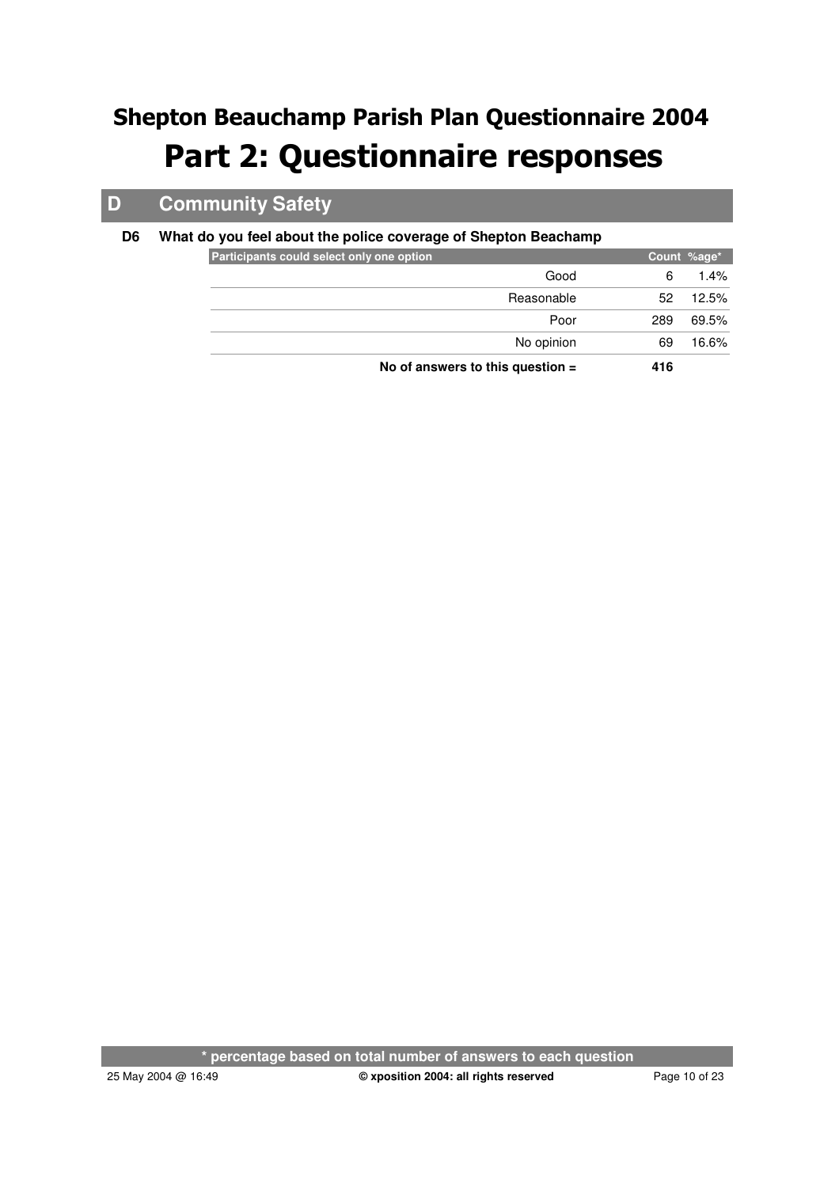# Shepton Beauchamp Parish Plan Questionnaire 2004

# Part 2: Questionnaire responses

## D Community Safety

### D6 What do you feel about the police coverage of Shepton Beachamp

| Participants could select only one option | Count | %age* |
|---:|---:|---:|
| Good | 6 | 1.4% |
| Reasonable | 52 | 12.5% |
| Poor | 289 | 69.5% |
| No opinion | 69 | 16.6% |
| **No of answers to this question =** | **416** | |

\* percentage based on total number of answers to each question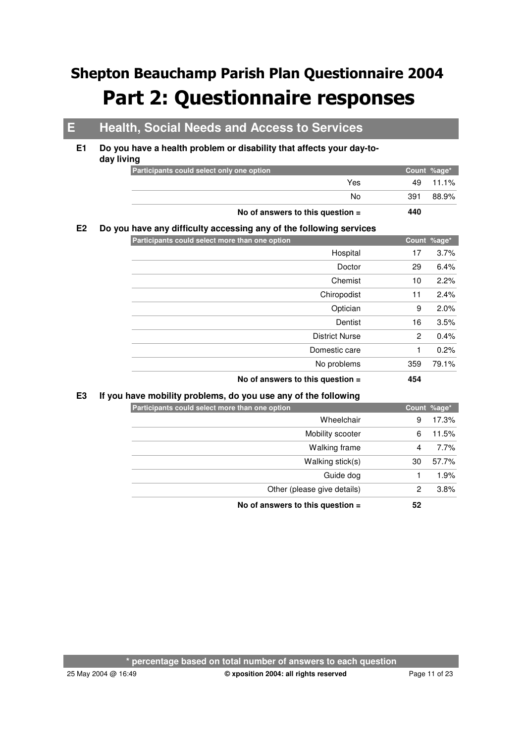# Shepton Beauchamp Parish Plan Questionnaire 2004

# Part 2: Questionnaire responses

## E Health, Social Needs and Access to Services

### E1 Do you have a health problem or disability that affects your day-to-day living

| Participants could select only one option | Count | %age* |
|---|---|---|
| Yes | 49 | 11.1% |
| No | 391 | 88.9% |
| **No of answers to this question =** | **440** | |

### E2 Do you have any difficulty accessing any of the following services

| Participants could select more than one option | Count | %age* |
|---|---|---|
| Hospital | 17 | 3.7% |
| Doctor | 29 | 6.4% |
| Chemist | 10 | 2.2% |
| Chiropodist | 11 | 2.4% |
| Optician | 9 | 2.0% |
| Dentist | 16 | 3.5% |
| District Nurse | 2 | 0.4% |
| Domestic care | 1 | 0.2% |
| No problems | 359 | 79.1% |
| **No of answers to this question =** | **454** | |

### E3 If you have mobility problems, do you use any of the following

| Participants could select more than one option | Count | %age* |
|---|---|---|
| Wheelchair | 9 | 17.3% |
| Mobility scooter | 6 | 11.5% |
| Walking frame | 4 | 7.7% |
| Walking stick(s) | 30 | 57.7% |
| Guide dog | 1 | 1.9% |
| Other (please give details) | 2 | 3.8% |
| **No of answers to this question =** | **52** | |

**\* percentage based on total number of answers to each question**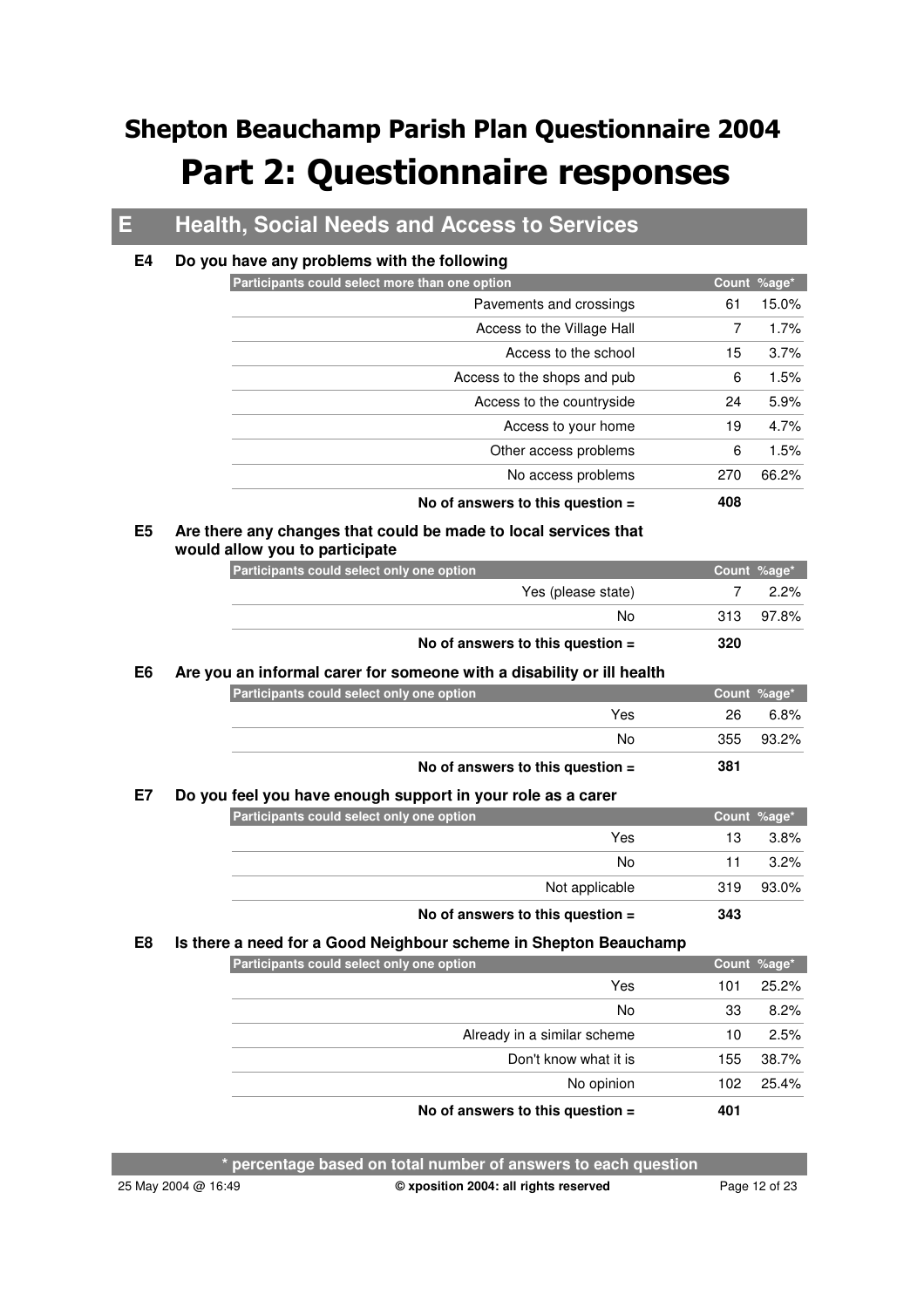# Shepton Beauchamp Parish Plan Questionnaire 2004

# Part 2: Questionnaire responses

## E Health, Social Needs and Access to Services

### E4 Do you have any problems with the following

| Participants could select more than one option | Count | %age* |
|---|---|---|
| Pavements and crossings | 61 | 15.0% |
| Access to the Village Hall | 7 | 1.7% |
| Access to the school | 15 | 3.7% |
| Access to the shops and pub | 6 | 1.5% |
| Access to the countryside | 24 | 5.9% |
| Access to your home | 19 | 4.7% |
| Other access problems | 6 | 1.5% |
| No access problems | 270 | 66.2% |
| **No of answers to this question =** | **408** | |

### E5 Are there any changes that could be made to local services that would allow you to participate

| Participants could select only one option | Count | %age* |
|---|---|---|
| Yes (please state) | 7 | 2.2% |
| No | 313 | 97.8% |
| **No of answers to this question =** | **320** | |

### E6 Are you an informal carer for someone with a disability or ill health

| Participants could select only one option | Count | %age* |
|---|---|---|
| Yes | 26 | 6.8% |
| No | 355 | 93.2% |
| **No of answers to this question =** | **381** | |

### E7 Do you feel you have enough support in your role as a carer

| Participants could select only one option | Count | %age* |
|---|---|---|
| Yes | 13 | 3.8% |
| No | 11 | 3.2% |
| Not applicable | 319 | 93.0% |
| **No of answers to this question =** | **343** | |

### E8 Is there a need for a Good Neighbour scheme in Shepton Beauchamp

| Participants could select only one option | Count | %age* |
|---|---|---|
| Yes | 101 | 25.2% |
| No | 33 | 8.2% |
| Already in a similar scheme | 10 | 2.5% |
| Don't know what it is | 155 | 38.7% |
| No opinion | 102 | 25.4% |
| **No of answers to this question =** | **401** | |

**\* percentage based on total number of answers to each question**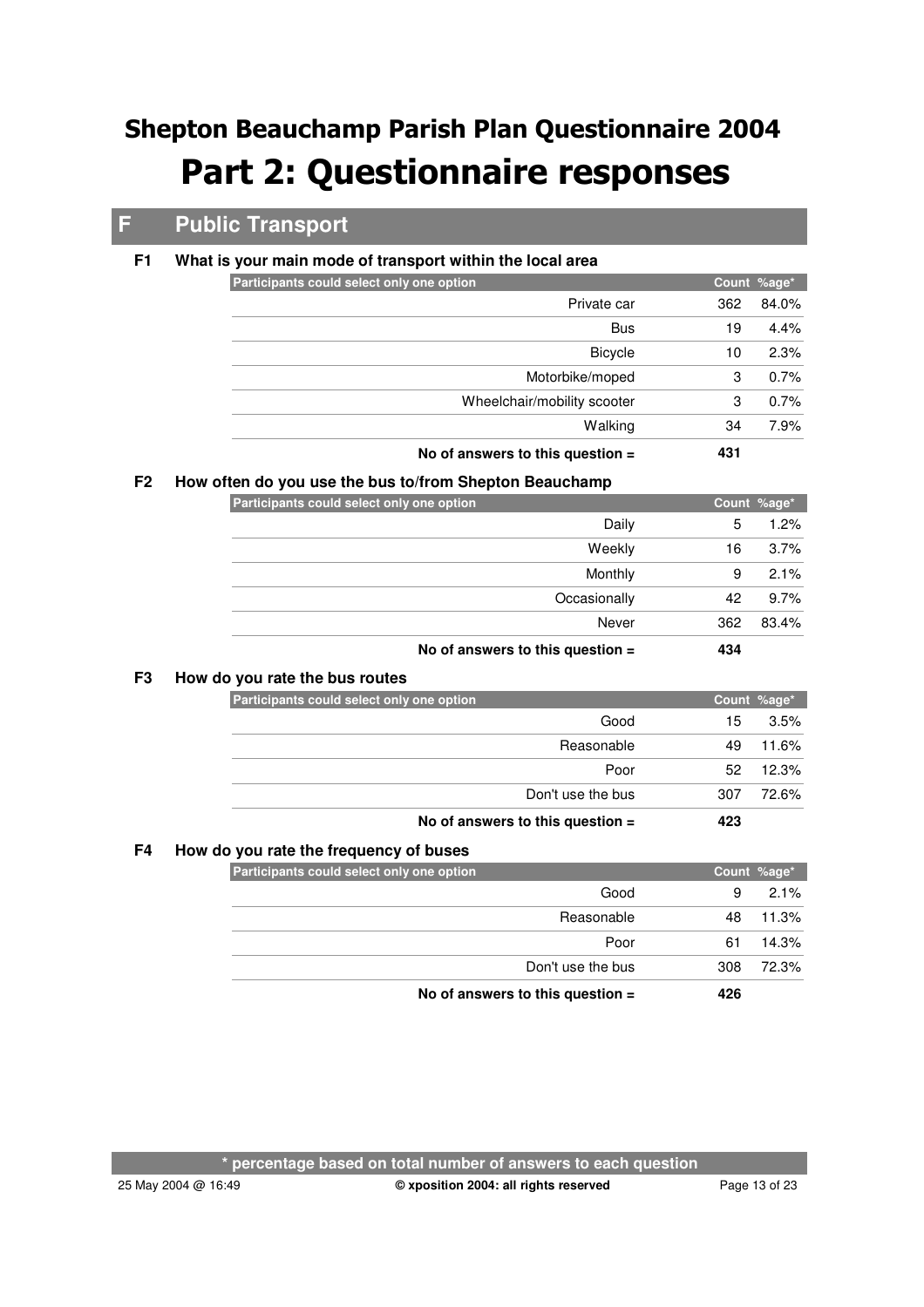# Shepton Beauchamp Parish Plan Questionnaire 2004

# Part 2: Questionnaire responses

## F Public Transport

### F1 What is your main mode of transport within the local area

| Participants could select only one option | Count | %age* |
|---:|---:|---:|
| Private car | 362 | 84.0% |
| Bus | 19 | 4.4% |
| Bicycle | 10 | 2.3% |
| Motorbike/moped | 3 | 0.7% |
| Wheelchair/mobility scooter | 3 | 0.7% |
| Walking | 34 | 7.9% |
| **No of answers to this question =** | **431** | |

### F2 How often do you use the bus to/from Shepton Beauchamp

| Participants could select only one option | Count | %age* |
|---:|---:|---:|
| Daily | 5 | 1.2% |
| Weekly | 16 | 3.7% |
| Monthly | 9 | 2.1% |
| Occasionally | 42 | 9.7% |
| Never | 362 | 83.4% |
| **No of answers to this question =** | **434** | |

### F3 How do you rate the bus routes

| Participants could select only one option | Count | %age* |
|---:|---:|---:|
| Good | 15 | 3.5% |
| Reasonable | 49 | 11.6% |
| Poor | 52 | 12.3% |
| Don't use the bus | 307 | 72.6% |
| **No of answers to this question =** | **423** | |

### F4 How do you rate the frequency of buses

| Participants could select only one option | Count | %age* |
|---:|---:|---:|
| Good | 9 | 2.1% |
| Reasonable | 48 | 11.3% |
| Poor | 61 | 14.3% |
| Don't use the bus | 308 | 72.3% |
| **No of answers to this question =** | **426** | |

**\* percentage based on total number of answers to each question**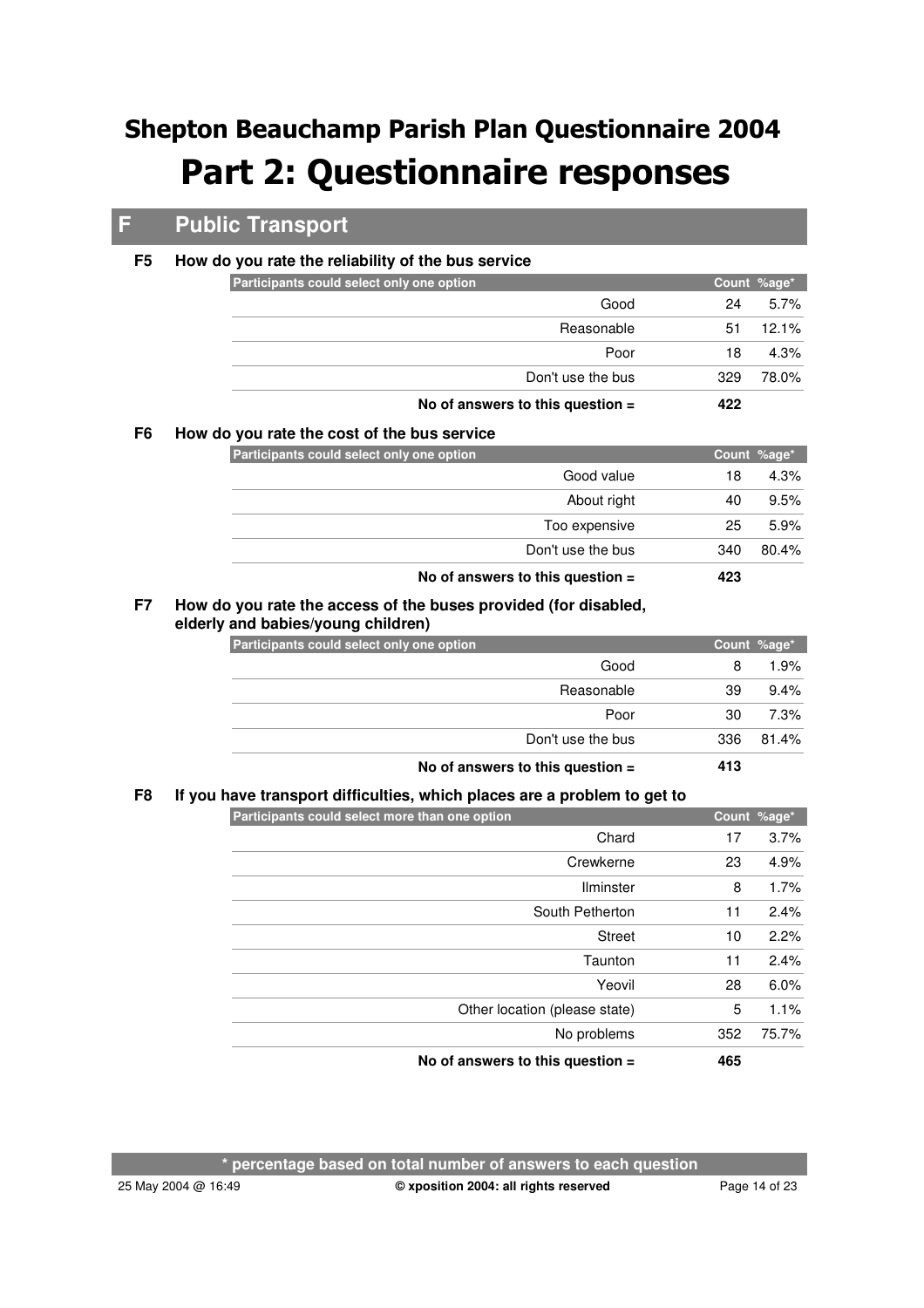# Shepton Beauchamp Parish Plan Questionnaire 2004

# Part 2: Questionnaire responses

## F Public Transport

### F5 How do you rate the reliability of the bus service

| Participants could select only one option | Count | %age* |
|---|---|---|
| Good | 24 | 5.7% |
| Reasonable | 51 | 12.1% |
| Poor | 18 | 4.3% |
| Don't use the bus | 329 | 78.0% |
| **No of answers to this question =** | **422** | |

### F6 How do you rate the cost of the bus service

| Participants could select only one option | Count | %age* |
|---|---|---|
| Good value | 18 | 4.3% |
| About right | 40 | 9.5% |
| Too expensive | 25 | 5.9% |
| Don't use the bus | 340 | 80.4% |
| **No of answers to this question =** | **423** | |

### F7 How do you rate the access of the buses provided (for disabled, elderly and babies/young children)

| Participants could select only one option | Count | %age* |
|---|---|---|
| Good | 8 | 1.9% |
| Reasonable | 39 | 9.4% |
| Poor | 30 | 7.3% |
| Don't use the bus | 336 | 81.4% |
| **No of answers to this question =** | **413** | |

### F8 If you have transport difficulties, which places are a problem to get to

| Participants could select more than one option | Count | %age* |
|---|---|---|
| Chard | 17 | 3.7% |
| Crewkerne | 23 | 4.9% |
| Ilminster | 8 | 1.7% |
| South Petherton | 11 | 2.4% |
| Street | 10 | 2.2% |
| Taunton | 11 | 2.4% |
| Yeovil | 28 | 6.0% |
| Other location (please state) | 5 | 1.1% |
| No problems | 352 | 75.7% |
| **No of answers to this question =** | **465** | |

**\* percentage based on total number of answers to each question**

25 May 2004 @ 16:49 — **© xposition 2004: all rights reserved**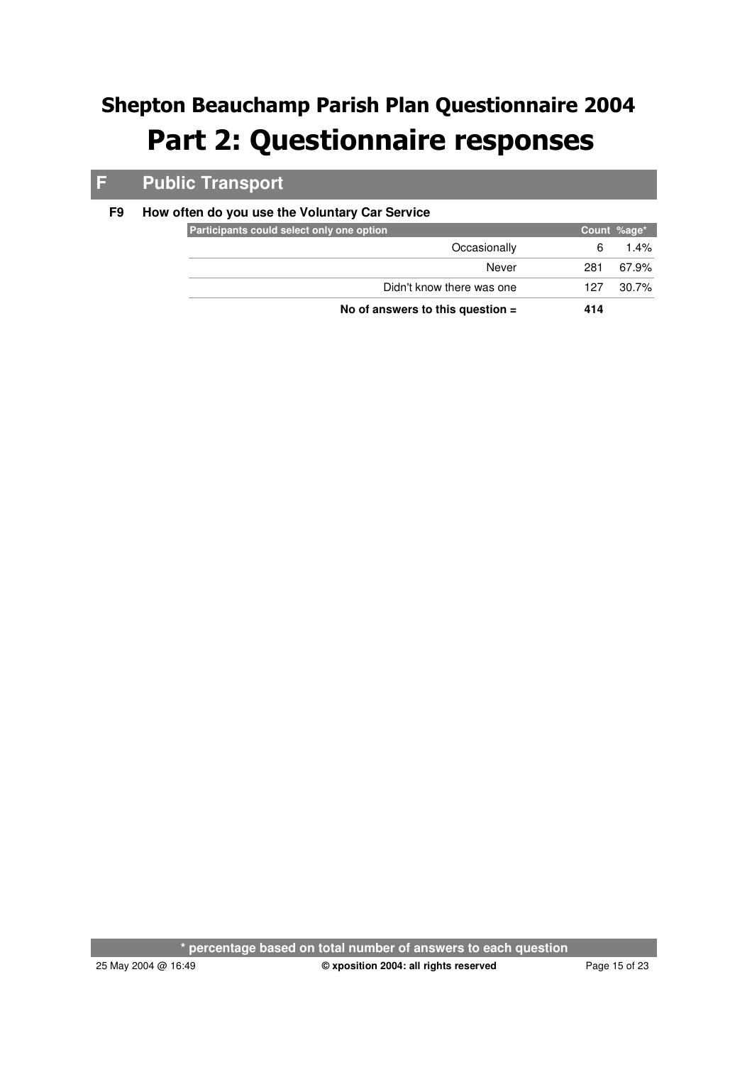# Shepton Beauchamp Parish Plan Questionnaire 2004

# Part 2: Questionnaire responses

## F Public Transport

### F9 How often do you use the Voluntary Car Service

| Participants could select only one option | Count | %age* |
|---:|---:|---:|
| Occasionally | 6 | 1.4% |
| Never | 281 | 67.9% |
| Didn't know there was one | 127 | 30.7% |
| **No of answers to this question =** | **414** | |

**\* percentage based on total number of answers to each question**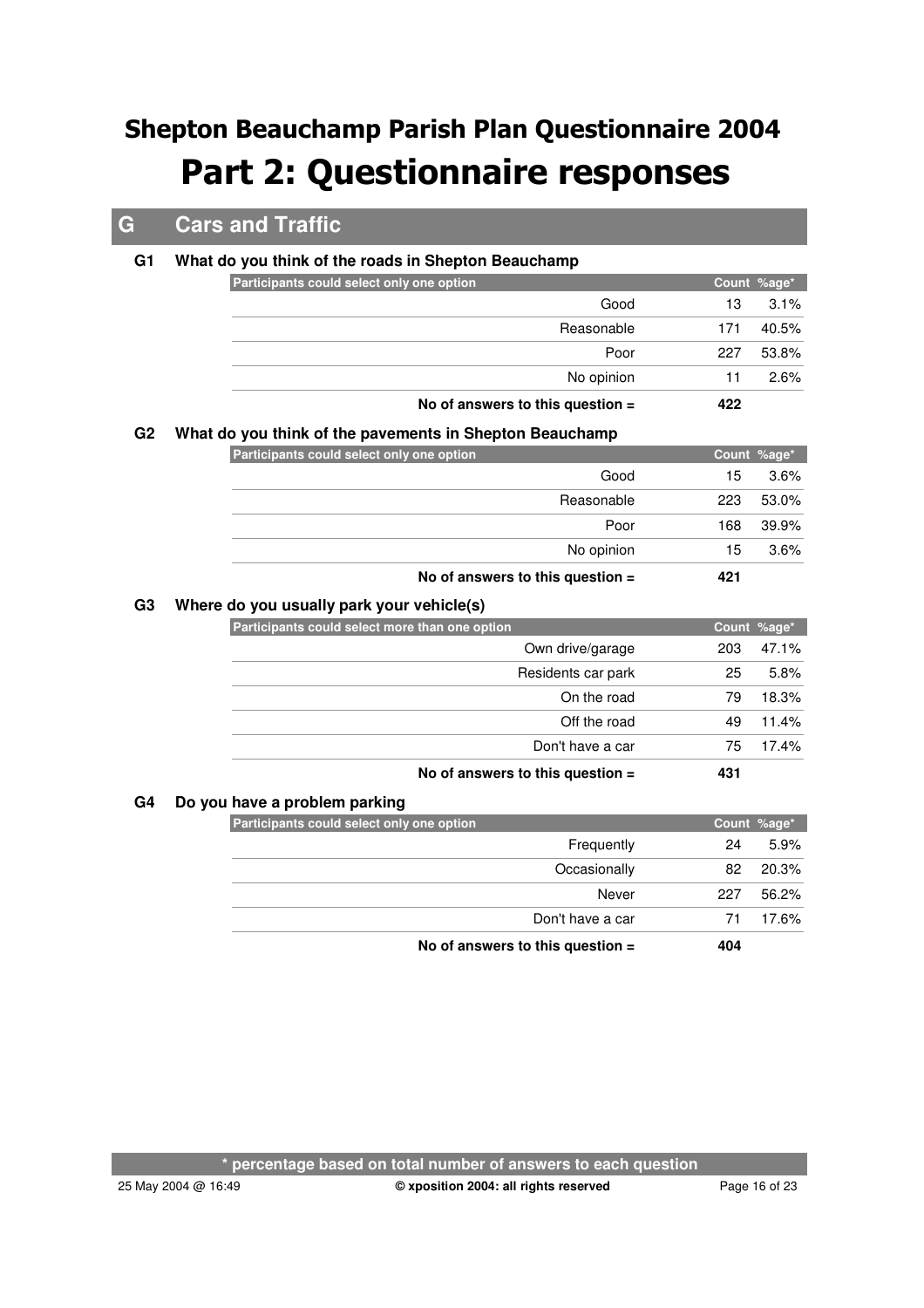# Shepton Beauchamp Parish Plan Questionnaire 2004

# Part 2: Questionnaire responses

## G Cars and Traffic

### G1 What do you think of the roads in Shepton Beauchamp

| Participants could select only one option | Count | %age* |
|---|---|---|
| Good | 13 | 3.1% |
| Reasonable | 171 | 40.5% |
| Poor | 227 | 53.8% |
| No opinion | 11 | 2.6% |
| **No of answers to this question =** | **422** | |

### G2 What do you think of the pavements in Shepton Beauchamp

| Participants could select only one option | Count | %age* |
|---|---|---|
| Good | 15 | 3.6% |
| Reasonable | 223 | 53.0% |
| Poor | 168 | 39.9% |
| No opinion | 15 | 3.6% |
| **No of answers to this question =** | **421** | |

### G3 Where do you usually park your vehicle(s)

| Participants could select more than one option | Count | %age* |
|---|---|---|
| Own drive/garage | 203 | 47.1% |
| Residents car park | 25 | 5.8% |
| On the road | 79 | 18.3% |
| Off the road | 49 | 11.4% |
| Don't have a car | 75 | 17.4% |
| **No of answers to this question =** | **431** | |

### G4 Do you have a problem parking

| Participants could select only one option | Count | %age* |
|---|---|---|
| Frequently | 24 | 5.9% |
| Occasionally | 82 | 20.3% |
| Never | 227 | 56.2% |
| Don't have a car | 71 | 17.6% |
| **No of answers to this question =** | **404** | |

**\* percentage based on total number of answers to each question**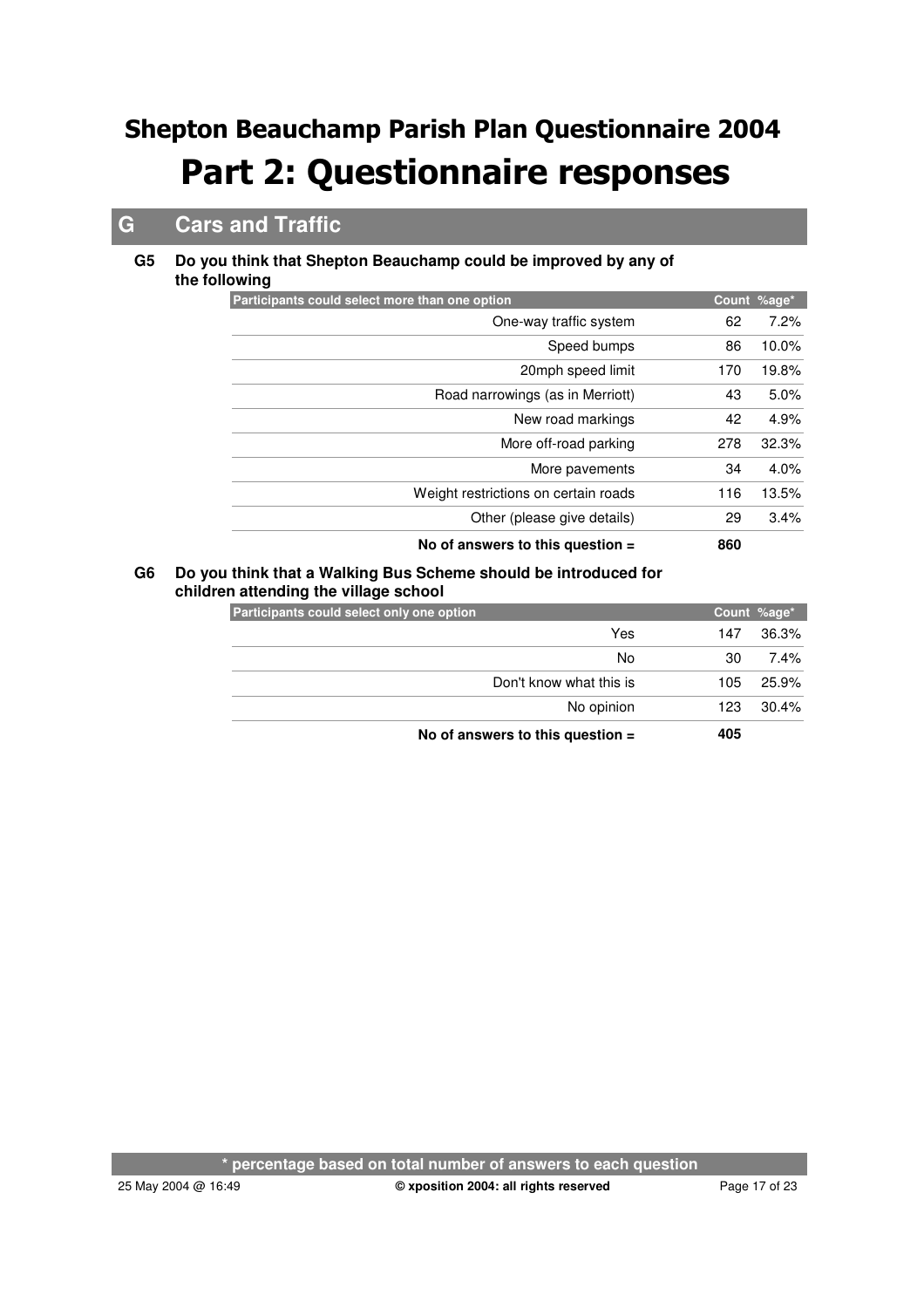# Shepton Beauchamp Parish Plan Questionnaire 2004

# Part 2: Questionnaire responses

## G Cars and Traffic

**G5 Do you think that Shepton Beauchamp could be improved by any of the following**

| Participants could select more than one option | Count | %age* |
|---|---|---|
| One-way traffic system | 62 | 7.2% |
| Speed bumps | 86 | 10.0% |
| 20mph speed limit | 170 | 19.8% |
| Road narrowings (as in Merriott) | 43 | 5.0% |
| New road markings | 42 | 4.9% |
| More off-road parking | 278 | 32.3% |
| More pavements | 34 | 4.0% |
| Weight restrictions on certain roads | 116 | 13.5% |
| Other (please give details) | 29 | 3.4% |
| **No of answers to this question =** | **860** | |

**G6 Do you think that a Walking Bus Scheme should be introduced for children attending the village school**

| Participants could select only one option | Count | %age* |
|---|---|---|
| Yes | 147 | 36.3% |
| No | 30 | 7.4% |
| Don't know what this is | 105 | 25.9% |
| No opinion | 123 | 30.4% |
| **No of answers to this question =** | **405** | |

**\* percentage based on total number of answers to each question**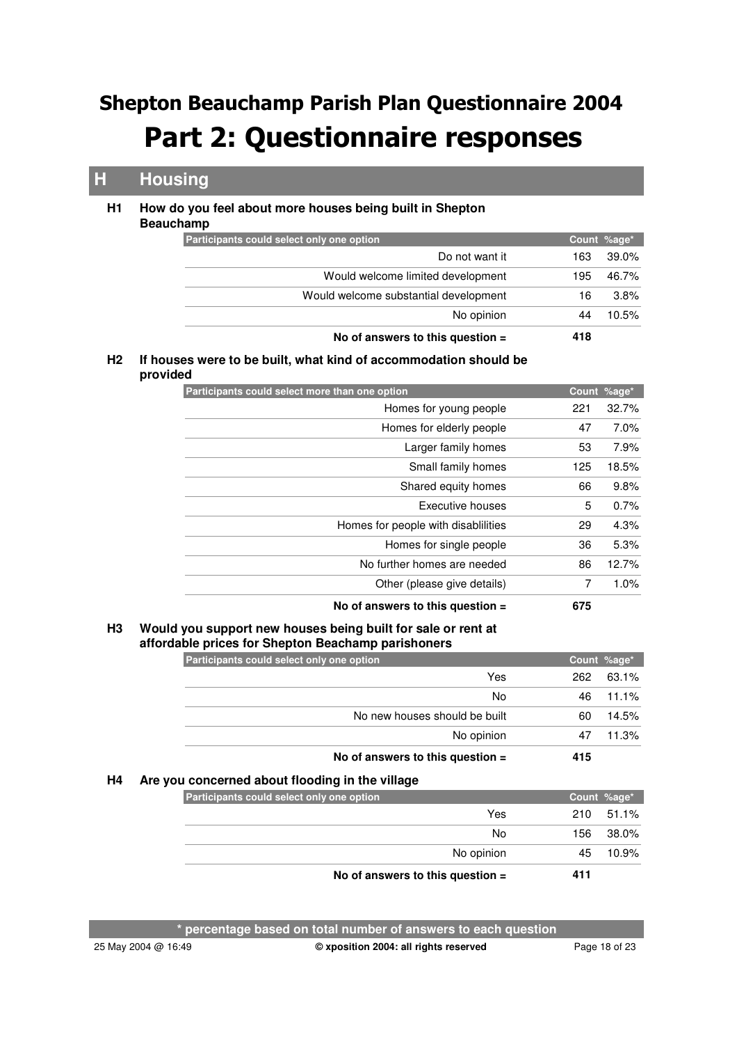# Shepton Beauchamp Parish Plan Questionnaire 2004

# Part 2: Questionnaire responses

## H Housing

### H1 How do you feel about more houses being built in Shepton Beauchamp

| Participants could select only one option | Count | %age* |
|---|---|---|
| Do not want it | 163 | 39.0% |
| Would welcome limited development | 195 | 46.7% |
| Would welcome substantial development | 16 | 3.8% |
| No opinion | 44 | 10.5% |
| **No of answers to this question =** | **418** | |

### H2 If houses were to be built, what kind of accommodation should be provided

| Participants could select more than one option | Count | %age* |
|---|---|---|
| Homes for young people | 221 | 32.7% |
| Homes for elderly people | 47 | 7.0% |
| Larger family homes | 53 | 7.9% |
| Small family homes | 125 | 18.5% |
| Shared equity homes | 66 | 9.8% |
| Executive houses | 5 | 0.7% |
| Homes for people with disablilities | 29 | 4.3% |
| Homes for single people | 36 | 5.3% |
| No further homes are needed | 86 | 12.7% |
| Other (please give details) | 7 | 1.0% |
| **No of answers to this question =** | **675** | |

### H3 Would you support new houses being built for sale or rent at affordable prices for Shepton Beachamp parishoners

| Participants could select only one option | Count | %age* |
|---|---|---|
| Yes | 262 | 63.1% |
| No | 46 | 11.1% |
| No new houses should be built | 60 | 14.5% |
| No opinion | 47 | 11.3% |
| **No of answers to this question =** | **415** | |

### H4 Are you concerned about flooding in the village

| Participants could select only one option | Count | %age* |
|---|---|---|
| Yes | 210 | 51.1% |
| No | 156 | 38.0% |
| No opinion | 45 | 10.9% |
| **No of answers to this question =** | **411** | |

**\* percentage based on total number of answers to each question**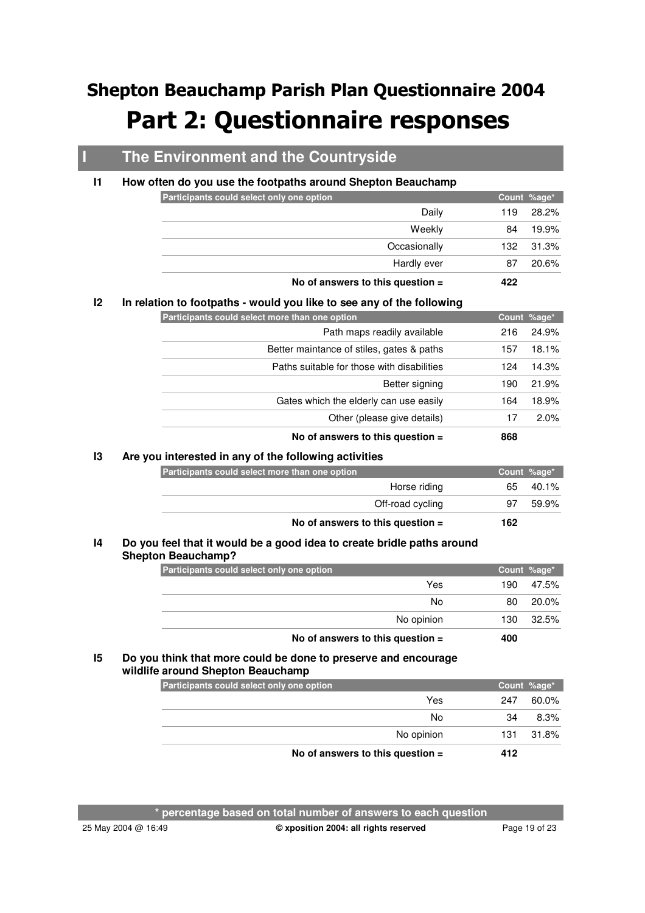# Shepton Beauchamp Parish Plan Questionnaire 2004

# Part 2: Questionnaire responses

## I The Environment and the Countryside

### I1 How often do you use the footpaths around Shepton Beauchamp

| Participants could select only one option | Count | %age* |
|---|---|---|
| Daily | 119 | 28.2% |
| Weekly | 84 | 19.9% |
| Occasionally | 132 | 31.3% |
| Hardly ever | 87 | 20.6% |
| **No of answers to this question =** | **422** | |

### I2 In relation to footpaths - would you like to see any of the following

| Participants could select more than one option | Count | %age* |
|---|---|---|
| Path maps readily available | 216 | 24.9% |
| Better maintance of stiles, gates & paths | 157 | 18.1% |
| Paths suitable for those with disabilities | 124 | 14.3% |
| Better signing | 190 | 21.9% |
| Gates which the elderly can use easily | 164 | 18.9% |
| Other (please give details) | 17 | 2.0% |
| **No of answers to this question =** | **868** | |

### I3 Are you interested in any of the following activities

| Participants could select more than one option | Count | %age* |
|---|---|---|
| Horse riding | 65 | 40.1% |
| Off-road cycling | 97 | 59.9% |
| **No of answers to this question =** | **162** | |

### I4 Do you feel that it would be a good idea to create bridle paths around Shepton Beauchamp?

| Participants could select only one option | Count | %age* |
|---|---|---|
| Yes | 190 | 47.5% |
| No | 80 | 20.0% |
| No opinion | 130 | 32.5% |
| **No of answers to this question =** | **400** | |

### I5 Do you think that more could be done to preserve and encourage wildlife around Shepton Beauchamp

| Participants could select only one option | Count | %age* |
|---|---|---|
| Yes | 247 | 60.0% |
| No | 34 | 8.3% |
| No opinion | 131 | 31.8% |
| **No of answers to this question =** | **412** | |

\* percentage based on total number of answers to each question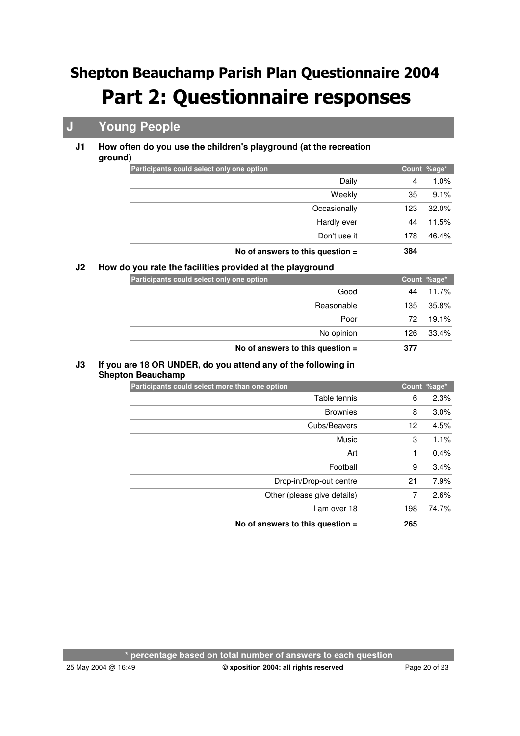# Shepton Beauchamp Parish Plan Questionnaire 2004

# Part 2: Questionnaire responses

## J Young People

### J1 How often do you use the children's playground (at the recreation ground)

| Participants could select only one option | Count | %age* |
|---|---|---|
| Daily | 4 | 1.0% |
| Weekly | 35 | 9.1% |
| Occasionally | 123 | 32.0% |
| Hardly ever | 44 | 11.5% |
| Don't use it | 178 | 46.4% |
| **No of answers to this question =** | **384** | |

### J2 How do you rate the facilities provided at the playground

| Participants could select only one option | Count | %age* |
|---|---|---|
| Good | 44 | 11.7% |
| Reasonable | 135 | 35.8% |
| Poor | 72 | 19.1% |
| No opinion | 126 | 33.4% |
| **No of answers to this question =** | **377** | |

### J3 If you are 18 OR UNDER, do you attend any of the following in Shepton Beauchamp

| Participants could select more than one option | Count | %age* |
|---|---|---|
| Table tennis | 6 | 2.3% |
| Brownies | 8 | 3.0% |
| Cubs/Beavers | 12 | 4.5% |
| Music | 3 | 1.1% |
| Art | 1 | 0.4% |
| Football | 9 | 3.4% |
| Drop-in/Drop-out centre | 21 | 7.9% |
| Other (please give details) | 7 | 2.6% |
| I am over 18 | 198 | 74.7% |
| **No of answers to this question =** | **265** | |

**\* percentage based on total number of answers to each question**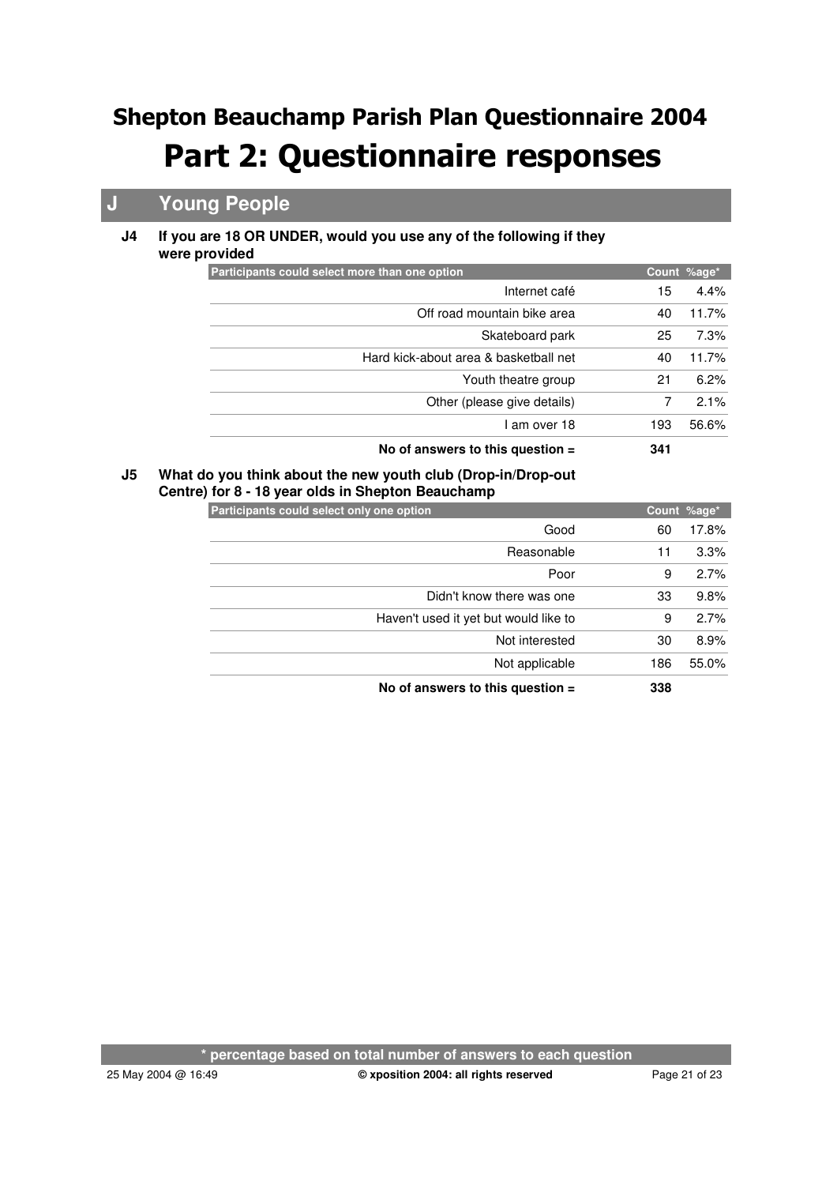# Shepton Beauchamp Parish Plan Questionnaire 2004

# Part 2: Questionnaire responses

## J Young People

### J4 If you are 18 OR UNDER, would you use any of the following if they were provided

| Participants could select more than one option | Count | %age* |
|---|---|---|
| Internet café | 15 | 4.4% |
| Off road mountain bike area | 40 | 11.7% |
| Skateboard park | 25 | 7.3% |
| Hard kick-about area & basketball net | 40 | 11.7% |
| Youth theatre group | 21 | 6.2% |
| Other (please give details) | 7 | 2.1% |
| I am over 18 | 193 | 56.6% |
| **No of answers to this question =** | **341** | |

### J5 What do you think about the new youth club (Drop-in/Drop-out Centre) for 8 - 18 year olds in Shepton Beauchamp

| Participants could select only one option | Count | %age* |
|---|---|---|
| Good | 60 | 17.8% |
| Reasonable | 11 | 3.3% |
| Poor | 9 | 2.7% |
| Didn't know there was one | 33 | 9.8% |
| Haven't used it yet but would like to | 9 | 2.7% |
| Not interested | 30 | 8.9% |
| Not applicable | 186 | 55.0% |
| **No of answers to this question =** | **338** | |

**\* percentage based on total number of answers to each question**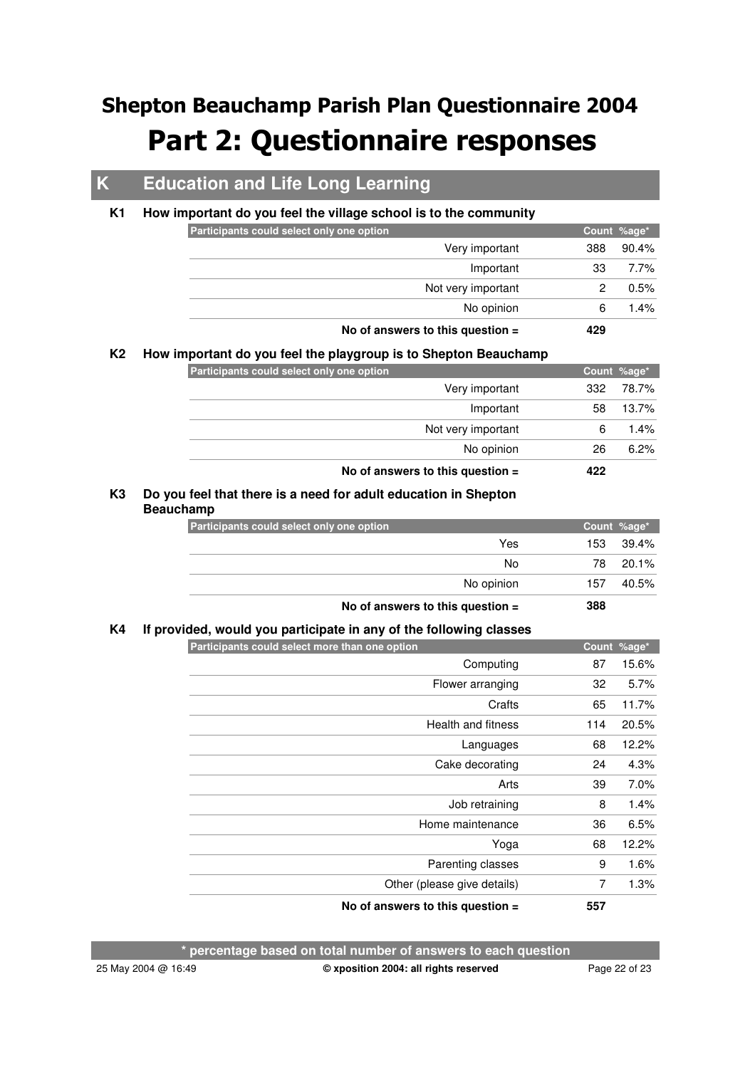# Shepton Beauchamp Parish Plan Questionnaire 2004

# Part 2: Questionnaire responses

## K Education and Life Long Learning

### K1 How important do you feel the village school is to the community

| Participants could select only one option | Count | %age* |
|---|---|---|
| Very important | 388 | 90.4% |
| Important | 33 | 7.7% |
| Not very important | 2 | 0.5% |
| No opinion | 6 | 1.4% |
| **No of answers to this question =** | **429** | |

### K2 How important do you feel the playgroup is to Shepton Beauchamp

| Participants could select only one option | Count | %age* |
|---|---|---|
| Very important | 332 | 78.7% |
| Important | 58 | 13.7% |
| Not very important | 6 | 1.4% |
| No opinion | 26 | 6.2% |
| **No of answers to this question =** | **422** | |

### K3 Do you feel that there is a need for adult education in Shepton Beauchamp

| Participants could select only one option | Count | %age* |
|---|---|---|
| Yes | 153 | 39.4% |
| No | 78 | 20.1% |
| No opinion | 157 | 40.5% |
| **No of answers to this question =** | **388** | |

### K4 If provided, would you participate in any of the following classes

| Participants could select more than one option | Count | %age* |
|---|---|---|
| Computing | 87 | 15.6% |
| Flower arranging | 32 | 5.7% |
| Crafts | 65 | 11.7% |
| Health and fitness | 114 | 20.5% |
| Languages | 68 | 12.2% |
| Cake decorating | 24 | 4.3% |
| Arts | 39 | 7.0% |
| Job retraining | 8 | 1.4% |
| Home maintenance | 36 | 6.5% |
| Yoga | 68 | 12.2% |
| Parenting classes | 9 | 1.6% |
| Other (please give details) | 7 | 1.3% |
| **No of answers to this question =** | **557** | |

**\* percentage based on total number of answers to each question**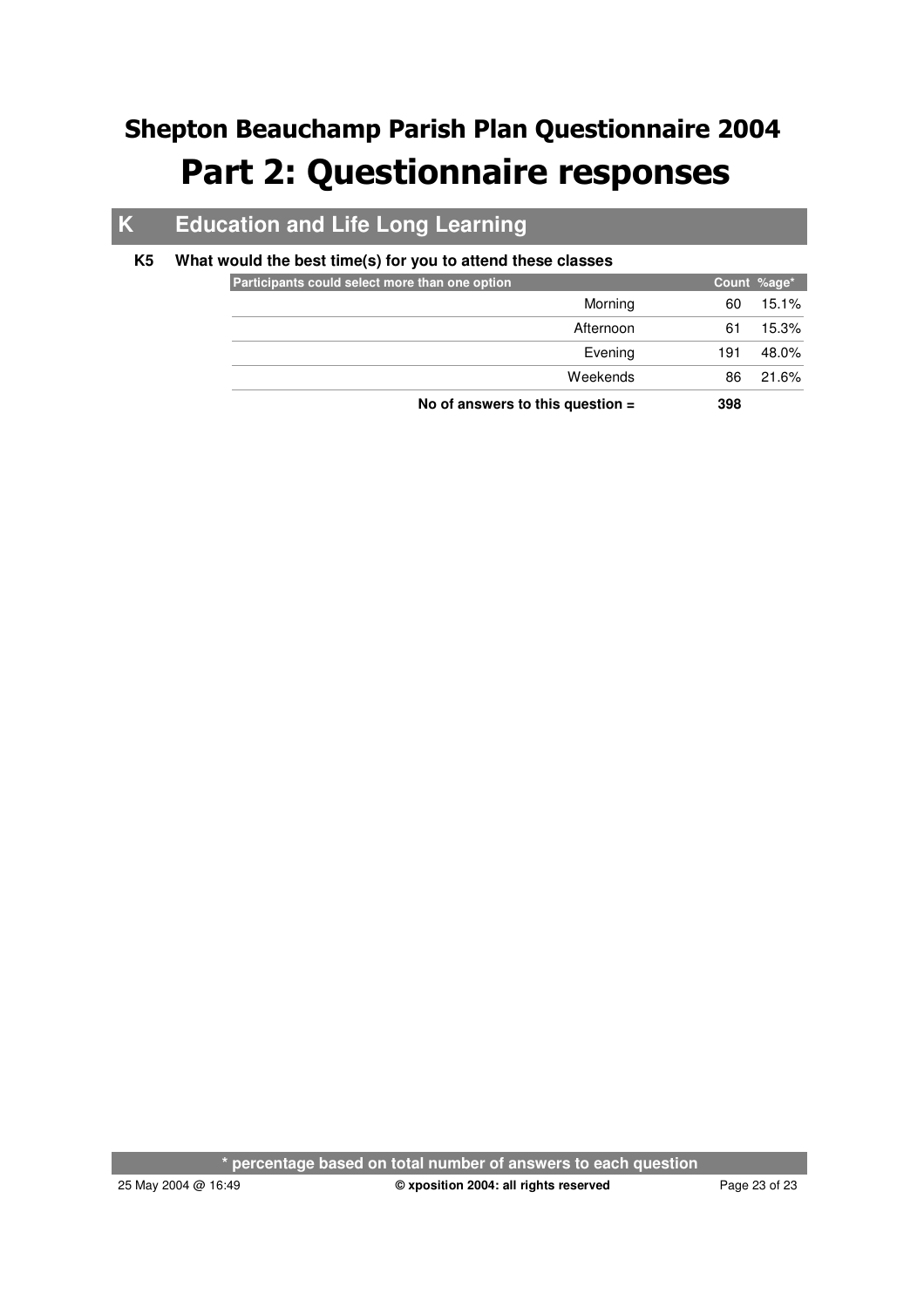# Shepton Beauchamp Parish Plan Questionnaire 2004

# Part 2: Questionnaire responses

## K Education and Life Long Learning

### K5 What would the best time(s) for you to attend these classes

| Participants could select more than one option | Count | %age* |
|---|---|---|
| Morning | 60 | 15.1% |
| Afternoon | 61 | 15.3% |
| Evening | 191 | 48.0% |
| Weekends | 86 | 21.6% |
| **No of answers to this question =** | **398** | |

**\* percentage based on total number of answers to each question**